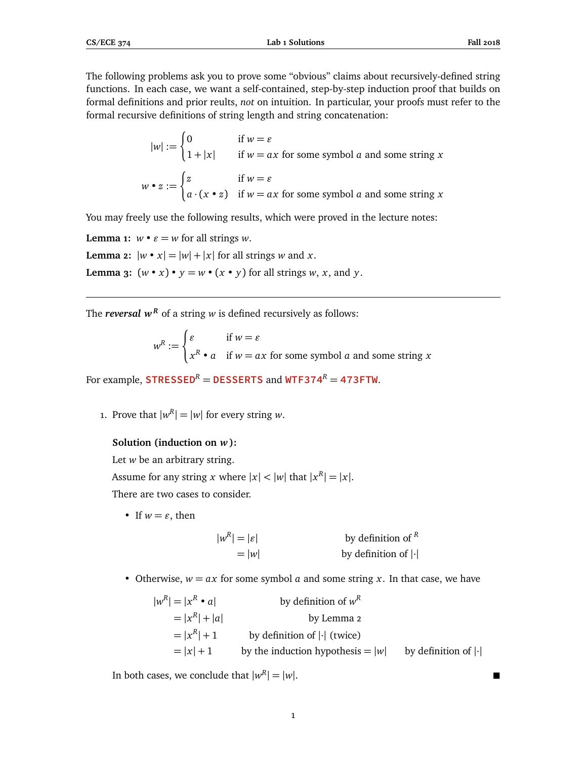The following problems ask you to prove some "obvious" claims about recursively-defined string functions. In each case, we want a self-contained, step-by-step induction proof that builds on formal definitions and prior reults, *not* on intuition. In particular, your proofs must refer to the formal recursive definitions of string length and string concatenation:

$$|w| := \begin{cases} 0 & \text{if } w = \varepsilon \\ 1 + |x| & \text{if } w = ax \text{ for some symbol } a \text{ and some string } x \end{cases}$$

$$w \bullet z := \begin{cases} z & \text{if } w = \varepsilon \\ a \cdot (x \bullet z) & \text{if } w = ax \text{ for some symbol } a \text{ and some string } x \end{cases}$$

You may freely use the following results, which were proved in the lecture notes:

**Lemma 1:** $w \bullet \varepsilon = w$ for all strings $w$.

**Lemma 2:** $|w \bullet x| = |w| + |x|$ for all strings $w$ and $x$.

**Lemma 3:** $(w \bullet x) \bullet y = w \bullet (x \bullet y)$ for all strings $w$, $x$, and $y$.

---

The ***reversal*** $w^R$ of a string $w$ is defined recursively as follows:

$$w^R := \begin{cases} \varepsilon & \text{if } w = \varepsilon \\ x^R \bullet a & \text{if } w = ax \text{ for some symbol } a \text{ and some string } x \end{cases}$$

For example, $\texttt{STRESSED}^R = \texttt{DESSERTS}$ and $\texttt{WTF374}^R = \texttt{473FTW}$.

1. Prove that $|w^R| = |w|$ for every string $w$.

   **Solution (induction on $w$):**

   Let $w$ be an arbitrary string.

   Assume for any string $x$ where $|x| < |w|$ that $|x^R| = |x|$.

   There are two cases to consider.

   - If $w = \varepsilon$, then

   $$\begin{aligned} |w^R| &= |\varepsilon| && \text{by definition of } ^R \\ &= |w| && \text{by definition of } |\cdot| \end{aligned}$$

   - Otherwise, $w = ax$ for some symbol $a$ and some string $x$. In that case, we have

   $$\begin{aligned} |w^R| &= |x^R \bullet a| && \text{by definition of } w^R \\ &= |x^R| + |a| && \text{by Lemma 2} \\ &= |x^R| + 1 && \text{by definition of } |\cdot| \text{ (twice)} \\ &= |x| + 1 && \text{by the induction hypothesis} = |w| \quad \text{by definition of } |\cdot| \end{aligned}$$

   In both cases, we conclude that $|w^R| = |w|$. ■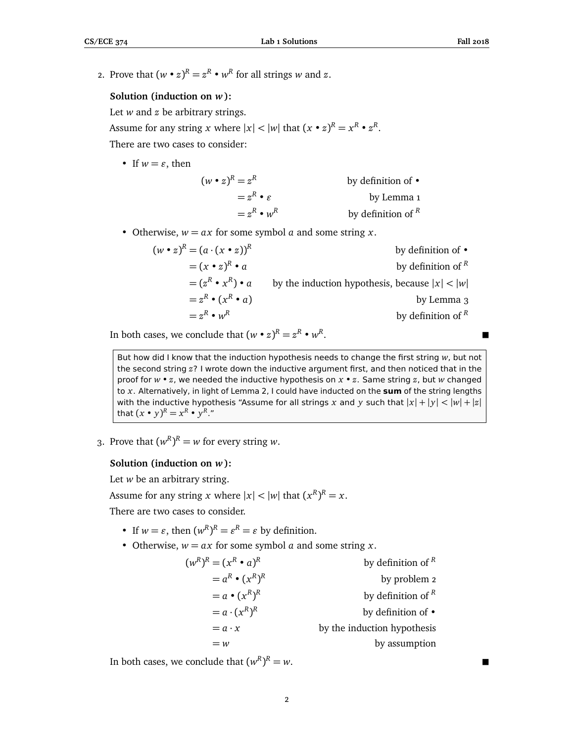2. Prove that $(w \bullet z)^R = z^R \bullet w^R$ for all strings $w$ and $z$.

**Solution (induction on $w$):**

Let $w$ and $z$ be arbitrary strings.

Assume for any string $x$ where $|x| < |w|$ that $(x \bullet z)^R = x^R \bullet z^R$.

There are two cases to consider:

- If $w = \varepsilon$, then

$$
\begin{aligned}
(w \bullet z)^R &= z^R && \text{by definition of } \bullet \\
&= z^R \bullet \varepsilon && \text{by Lemma 1} \\
&= z^R \bullet w^R && \text{by definition of } {}^R
\end{aligned}
$$

- Otherwise, $w = ax$ for some symbol $a$ and some string $x$.

$$
\begin{aligned}
(w \bullet z)^R &= (a \cdot (x \bullet z))^R && \text{by definition of } \bullet \\
&= (x \bullet z)^R \bullet a && \text{by definition of } {}^R \\
&= (z^R \bullet x^R) \bullet a && \text{by the induction hypothesis, because } |x| < |w| \\
&= z^R \bullet (x^R \bullet a) && \text{by Lemma 3} \\
&= z^R \bullet w^R && \text{by definition of } {}^R
\end{aligned}
$$

In both cases, we conclude that $(w \bullet z)^R = z^R \bullet w^R$. ■

> But how did I know that the induction hypothesis needs to change the first string $w$, but not the second string $z$? I wrote down the inductive argument first, and then noticed that in the proof for $w \bullet z$, we needed the inductive hypothesis on $x \bullet z$. Same string $z$, but $w$ changed to $x$. Alternatively, in light of Lemma 2, I could have inducted on the **sum** of the string lengths with the inductive hypothesis "Assume for all strings $x$ and $y$ such that $|x| + |y| < |w| + |z|$ that $(x \bullet y)^R = x^R \bullet y^R$."

3. Prove that $(w^R)^R = w$ for every string $w$.

**Solution (induction on $w$):**

Let $w$ be an arbitrary string.

Assume for any string $x$ where $|x| < |w|$ that $(x^R)^R = x$.

There are two cases to consider.

- If $w = \varepsilon$, then $(w^R)^R = \varepsilon^R = \varepsilon$ by definition.
- Otherwise, $w = ax$ for some symbol $a$ and some string $x$.

$$
\begin{aligned}
(w^R)^R &= (x^R \bullet a)^R && \text{by definition of } {}^R \\
&= a^R \bullet (x^R)^R && \text{by problem 2} \\
&= a \bullet (x^R)^R && \text{by definition of } {}^R \\
&= a \cdot (x^R)^R && \text{by definition of } \bullet \\
&= a \cdot x && \text{by the induction hypothesis} \\
&= w && \text{by assumption}
\end{aligned}
$$

In both cases, we conclude that $(w^R)^R = w$. ■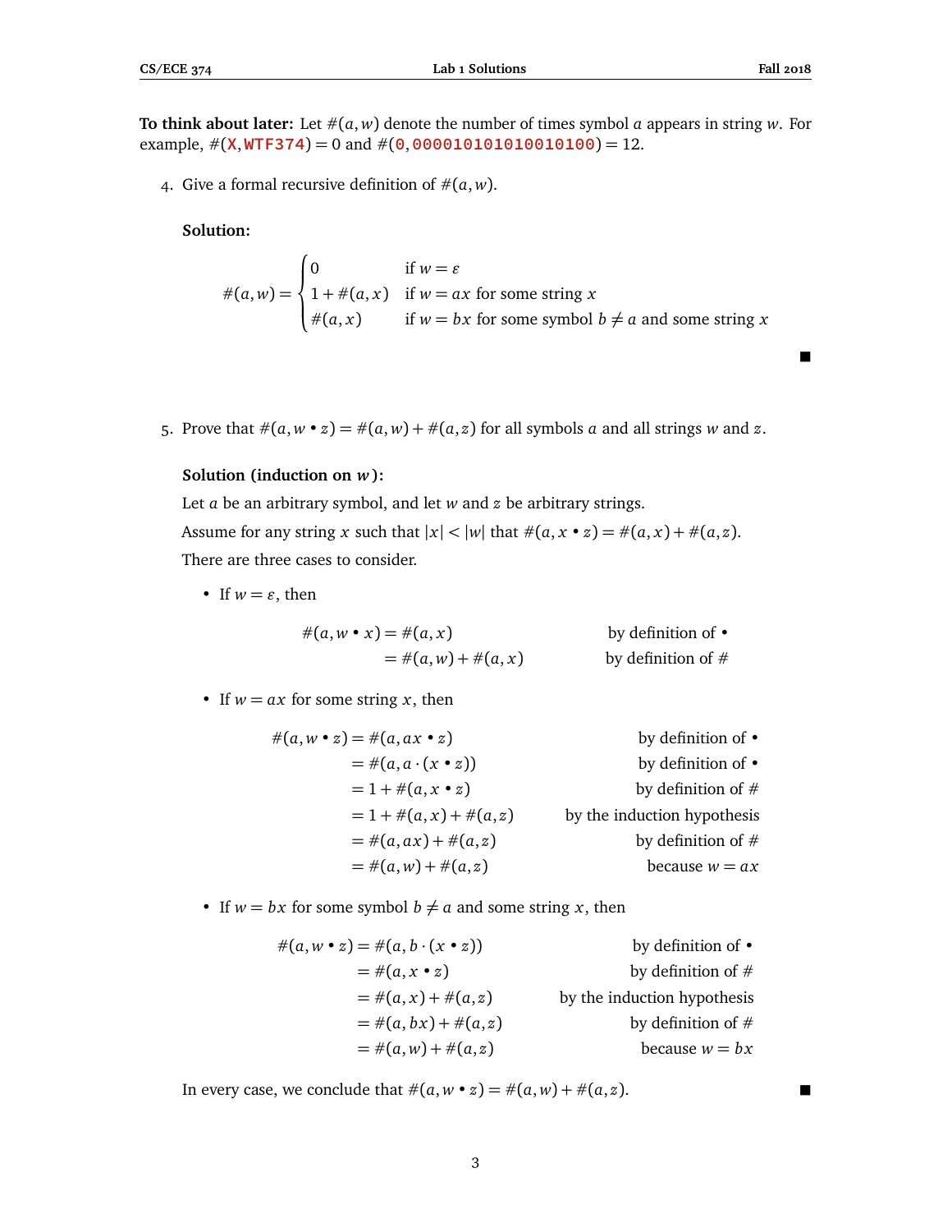**To think about later:** Let $\#(a, w)$ denote the number of times symbol $a$ appears in string $w$. For example, $\#(\texttt{X}, \texttt{WTF374}) = 0$ and $\#(\texttt{0}, \texttt{0000101010010100}) = 12$.

4. Give a formal recursive definition of $\#(a, w)$.

   **Solution:**

$$\#(a,w) = \begin{cases} 0 & \text{if } w = \varepsilon \\ 1 + \#(a,x) & \text{if } w = ax \text{ for some string } x \\ \#(a,x) & \text{if } w = bx \text{ for some symbol } b \neq a \text{ and some string } x \end{cases}$$

■

5. Prove that $\#(a, w \bullet z) = \#(a, w) + \#(a, z)$ for all symbols $a$ and all strings $w$ and $z$.

   **Solution (induction on $w$):**

   Let $a$ be an arbitrary symbol, and let $w$ and $z$ be arbitrary strings.

   Assume for any string $x$ such that $|x| < |w|$ that $\#(a, x \bullet z) = \#(a, x) + \#(a, z)$.

   There are three cases to consider.

   - If $w = \varepsilon$, then

$$\begin{aligned} \#(a, w \bullet x) &= \#(a, x) && \text{by definition of } \bullet \\ &= \#(a, w) + \#(a, x) && \text{by definition of } \# \end{aligned}$$

   - If $w = ax$ for some string $x$, then

$$\begin{aligned} \#(a, w \bullet z) &= \#(a, ax \bullet z) && \text{by definition of } \bullet \\ &= \#(a, a \cdot (x \bullet z)) && \text{by definition of } \bullet \\ &= 1 + \#(a, x \bullet z) && \text{by definition of } \# \\ &= 1 + \#(a, x) + \#(a, z) && \text{by the induction hypothesis} \\ &= \#(a, ax) + \#(a, z) && \text{by definition of } \# \\ &= \#(a, w) + \#(a, z) && \text{because } w = ax \end{aligned}$$

   - If $w = bx$ for some symbol $b \neq a$ and some string $x$, then

$$\begin{aligned} \#(a, w \bullet z) &= \#(a, b \cdot (x \bullet z)) && \text{by definition of } \bullet \\ &= \#(a, x \bullet z) && \text{by definition of } \# \\ &= \#(a, x) + \#(a, z) && \text{by the induction hypothesis} \\ &= \#(a, bx) + \#(a, z) && \text{by definition of } \# \\ &= \#(a, w) + \#(a, z) && \text{because } w = bx \end{aligned}$$

   In every case, we conclude that $\#(a, w \bullet z) = \#(a, w) + \#(a, z)$. ■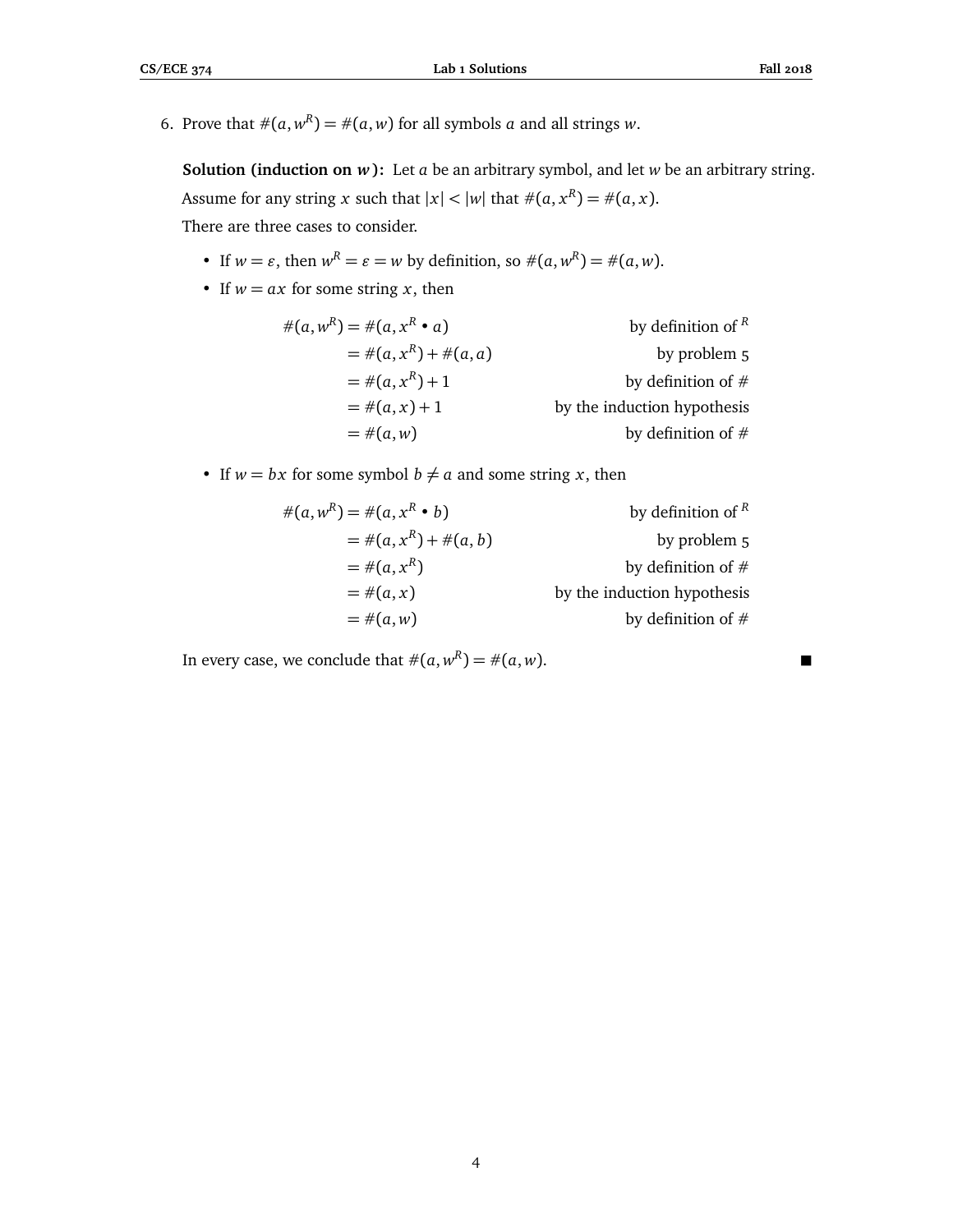6. Prove that $\#(a, w^R) = \#(a, w)$ for all symbols $a$ and all strings $w$.

**Solution (induction on $w$):** Let $a$ be an arbitrary symbol, and let $w$ be an arbitrary string. Assume for any string $x$ such that $|x| < |w|$ that $\#(a, x^R) = \#(a, x)$.
There are three cases to consider.

- If $w = \varepsilon$, then $w^R = \varepsilon = w$ by definition, so $\#(a, w^R) = \#(a, w)$.
- If $w = ax$ for some string $x$, then

$$
\begin{aligned}
\#(a, w^R) &= \#(a, x^R \bullet a) && \text{by definition of } {}^R \\
&= \#(a, x^R) + \#(a, a) && \text{by problem 5} \\
&= \#(a, x^R) + 1 && \text{by definition of } \# \\
&= \#(a, x) + 1 && \text{by the induction hypothesis} \\
&= \#(a, w) && \text{by definition of } \#
\end{aligned}
$$

- If $w = bx$ for some symbol $b \neq a$ and some string $x$, then

$$
\begin{aligned}
\#(a, w^R) &= \#(a, x^R \bullet b) && \text{by definition of } {}^R \\
&= \#(a, x^R) + \#(a, b) && \text{by problem 5} \\
&= \#(a, x^R) && \text{by definition of } \# \\
&= \#(a, x) && \text{by the induction hypothesis} \\
&= \#(a, w) && \text{by definition of } \#
\end{aligned}
$$

In every case, we conclude that $\#(a, w^R) = \#(a, w)$. ■